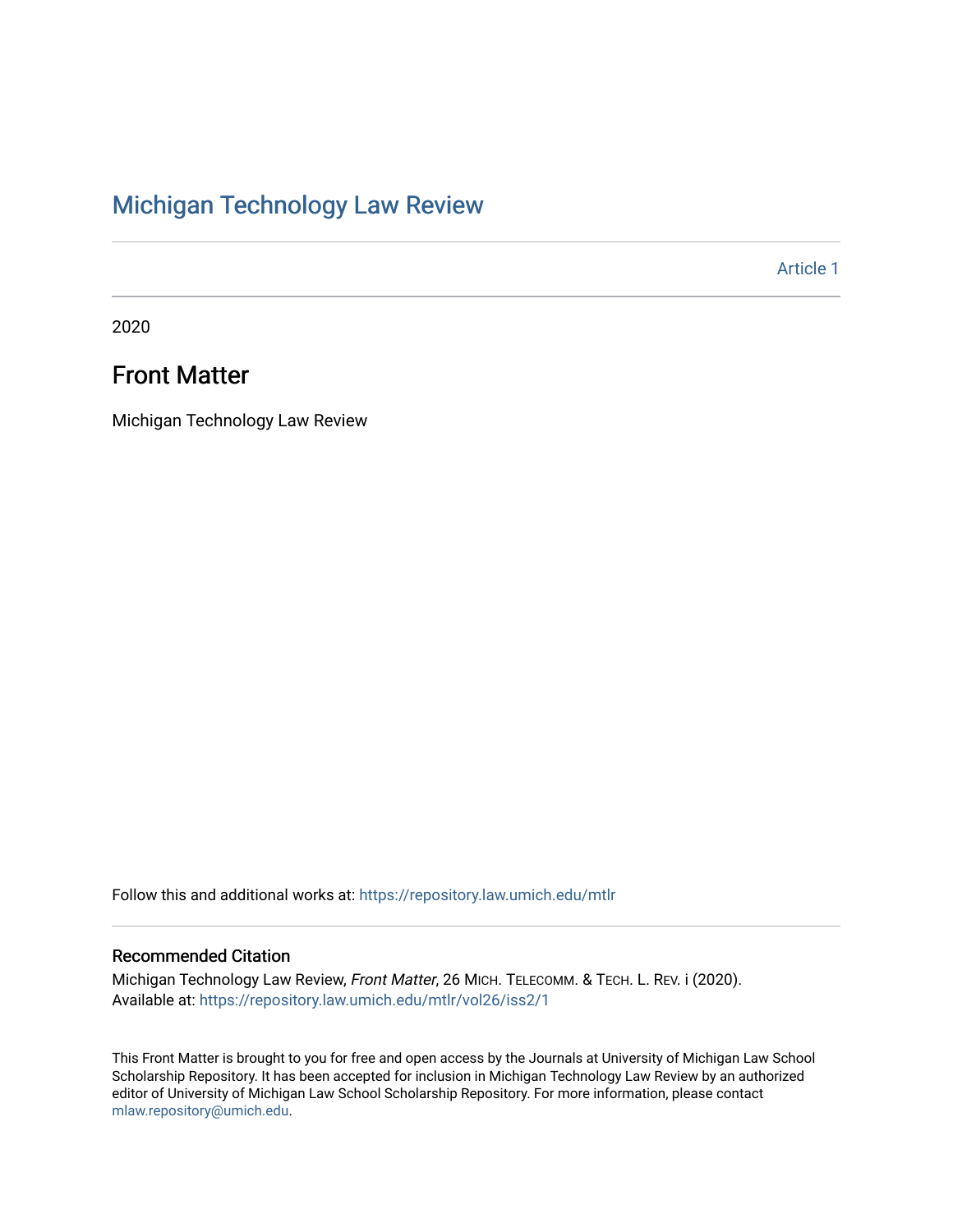# Michigan Technology Law Review

Article 1

2020

## Front Matter

Michigan Technology Law Review

Follow this and additional works at: https://repository.law.umich.edu/mtlr

### Recommended Citation

Michigan Technology Law Review, *Front Matter*, 26 MICH. TELECOMM. & TECH. L. REV. i (2020).
Available at: https://repository.law.umich.edu/mtlr/vol26/iss2/1

This Front Matter is brought to you for free and open access by the Journals at University of Michigan Law School Scholarship Repository. It has been accepted for inclusion in Michigan Technology Law Review by an authorized editor of University of Michigan Law School Scholarship Repository. For more information, please contact mlaw.repository@umich.edu.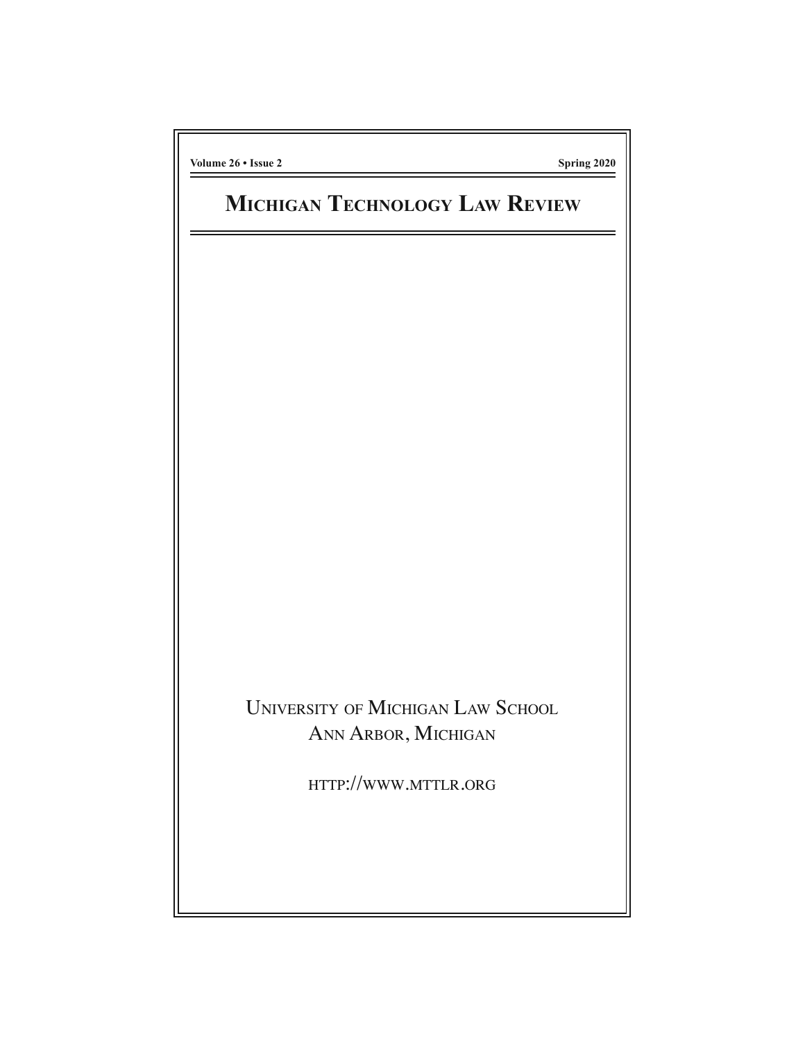Volume 26 • Issue 2 Spring 2020

# Michigan Technology Law Review

University of Michigan Law School
Ann Arbor, Michigan

http://www.mttlr.org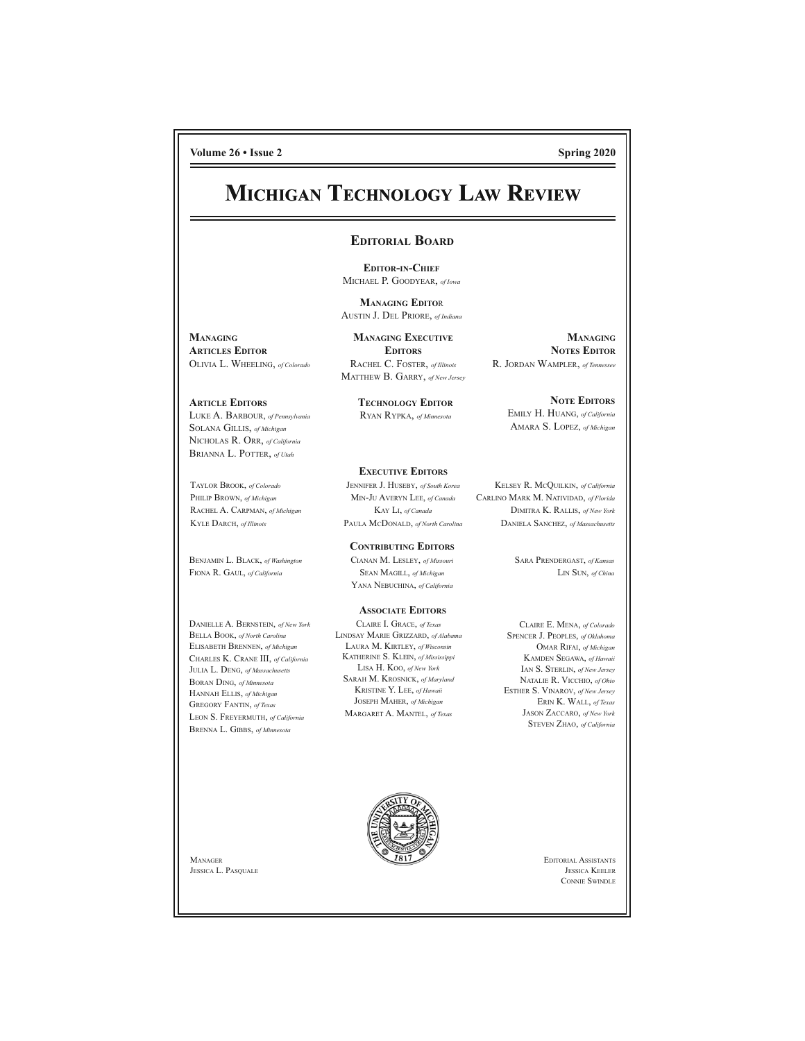# Michigan Technology Law Review

## Editorial Board

**Editor-in-Chief**
Michael P. Goodyear, *of Iowa*

**Managing Editor**
Austin J. Del Priore, *of Indiana*

**Managing Articles Editor**
Olivia L. Wheeling, *of Colorado*

**Managing Executive Editors**
Rachel C. Foster, *of Illinois*
Matthew B. Garry, *of New Jersey*

**Managing Notes Editor**
R. Jordan Wampler, *of Tennessee*

**Article Editors**
Luke A. Barbour, *of Pennsylvania*
Solana Gillis, *of Michigan*
Nicholas R. Orr, *of California*
Brianna L. Potter, *of Utah*

**Technology Editor**
Ryan Rypka, *of Minnesota*

**Note Editors**
Emily H. Huang, *of California*
Amara S. Lopez, *of Michigan*

### Executive Editors

Taylor Brook, *of Colorado*
Philip Brown, *of Michigan*
Rachel A. Carpman, *of Michigan*
Kyle Darch, *of Illinois*
Jennifer J. Huseby, *of South Korea*
Min-Ju Averyn Lee, *of Canada*
Kay Li, *of Canada*
Paula McDonald, *of North Carolina*
Kelsey R. McQuilkin, *of California*
Carlino Mark M. Natividad, *of Florida*
Dimitra K. Rallis, *of New York*
Daniela Sanchez, *of Massachusetts*

### Contributing Editors

Benjamin L. Black, *of Washington*
Fiona R. Gaul, *of California*
Cianan M. Lesley, *of Missouri*
Sean Magill, *of Michigan*
Yana Nebuchina, *of California*
Sara Prendergast, *of Kansas*
Lin Sun, *of China*

### Associate Editors

Danielle A. Bernstein, *of New York*
Bella Book, *of North Carolina*
Elisabeth Brennen, *of Michigan*
Charles K. Crane III, *of California*
Julia L. Deng, *of Massachusetts*
Boran Ding, *of Minnesota*
Hannah Ellis, *of Michigan*
Gregory Fantin, *of Texas*
Leon S. Freyermuth, *of California*
Brenna L. Gibbs, *of Minnesota*
Claire I. Grace, *of Texas*
Lindsay Marie Grizzard, *of Alabama*
Laura M. Kirtley, *of Wisconsin*
Katherine S. Klein, *of Mississippi*
Lisa H. Koo, *of New York*
Sarah M. Krosnick, *of Maryland*
Kristine Y. Lee, *of Hawaii*
Joseph Maher, *of Michigan*
Margaret A. Mantel, *of Texas*
Claire E. Mena, *of Colorado*
Spencer J. Peoples, *of Oklahoma*
Omar Rifai, *of Michigan*
Kamden Segawa, *of Hawaii*
Ian S. Sterlin, *of New Jersey*
Natalie R. Vicchio, *of Ohio*
Esther S. Vinarov, *of New Jersey*
Erin K. Wall, *of Texas*
Jason Zaccaro, *of New York*
Steven Zhao, *of California*

Manager
Jessica L. Pasquale

Editorial Assistants
Jessica Keeler
Connie Swindle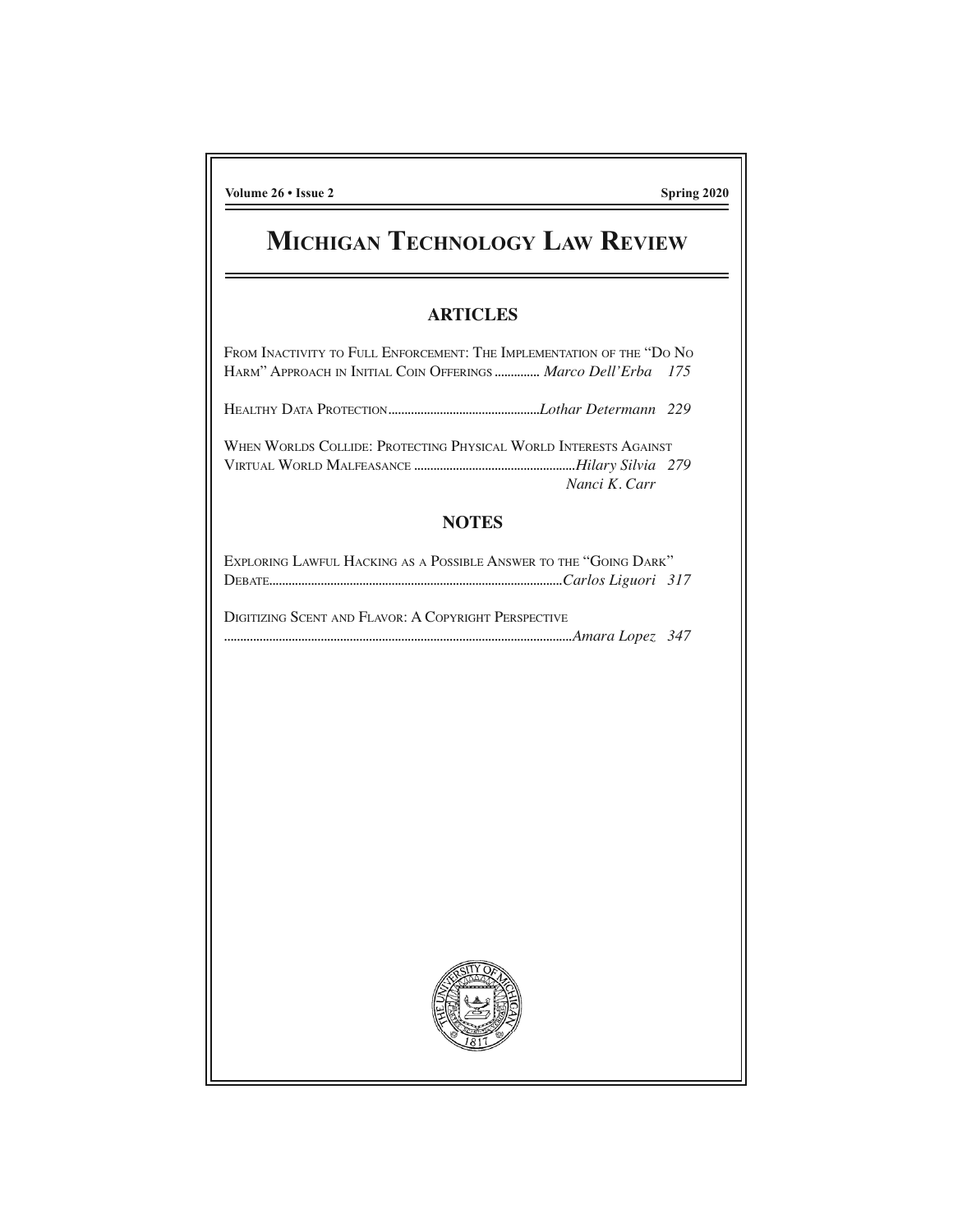Volume 26 • Issue 2 Spring 2020

# Michigan Technology Law Review

## ARTICLES

From Inactivity to Full Enforcement: The Implementation of the "Do No Harm" Approach in Initial Coin Offerings ............. *Marco Dell'Erba* 175

Healthy Data Protection.............................................*Lothar Determann* 229

When Worlds Collide: Protecting Physical World Interests Against Virtual World Malfeasance .................................................*Hilary Silvia* 279
*Nanci K. Carr*

## NOTES

Exploring Lawful Hacking as a Possible Answer to the "Going Dark" Debate.........................................................................................*Carlos Liguori* 317

Digitizing Scent and Flavor: A Copyright Perspective
..........................................................................................................*Amara Lopez* 347